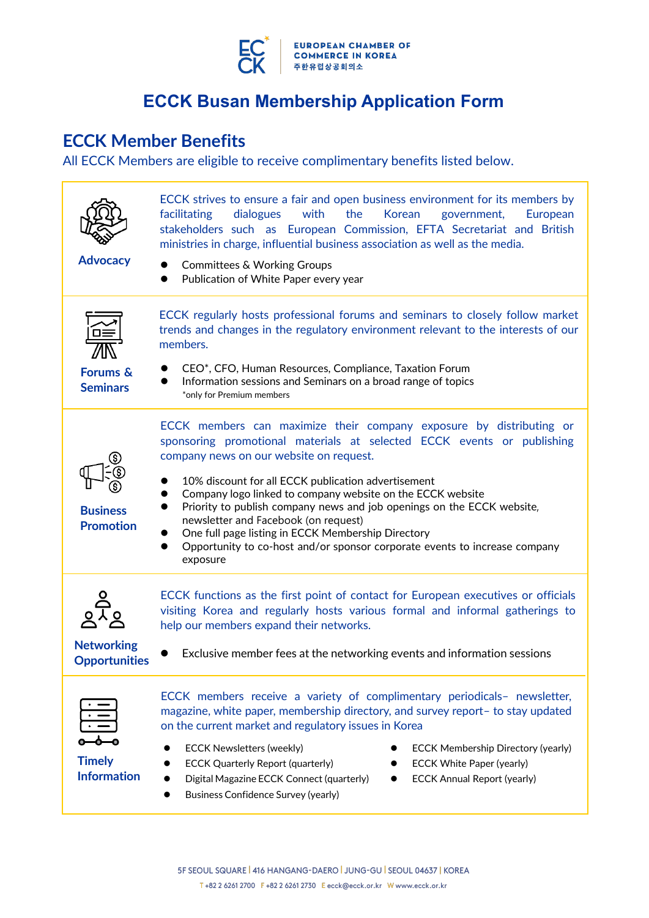EUROPEAN CHAMBER OF COMMERCE IN KOREA
주한유럽상공회의소

# ECCK Busan Membership Application Form

## ECCK Member Benefits

All ECCK Members are eligible to receive complimentary benefits listed below.

### Advocacy

ECCK strives to ensure a fair and open business environment for its members by facilitating dialogues with the Korean government, European stakeholders such as European Commission, EFTA Secretariat and British ministries in charge, influential business association as well as the media.

- Committees & Working Groups
- Publication of White Paper every year

### Forums & Seminars

ECCK regularly hosts professional forums and seminars to closely follow market trends and changes in the regulatory environment relevant to the interests of our members.

- CEO*, CFO, Human Resources, Compliance, Taxation Forum
- Information sessions and Seminars on a broad range of topics

*only for Premium members

### Business Promotion

ECCK members can maximize their company exposure by distributing or sponsoring promotional materials at selected ECCK events or publishing company news on our website on request.

- 10% discount for all ECCK publication advertisement
- Company logo linked to company website on the ECCK website
- Priority to publish company news and job openings on the ECCK website, newsletter and Facebook (on request)
- One full page listing in ECCK Membership Directory
- Opportunity to co-host and/or sponsor corporate events to increase company exposure

### Networking Opportunities

ECCK functions as the first point of contact for European executives or officials visiting Korea and regularly hosts various formal and informal gatherings to help our members expand their networks.

- Exclusive member fees at the networking events and information sessions

### Timely Information

ECCK members receive a variety of complimentary periodicals– newsletter, magazine, white paper, membership directory, and survey report– to stay updated on the current market and regulatory issues in Korea

- ECCK Newsletters (weekly)
- ECCK Quarterly Report (quarterly)
- Digital Magazine ECCK Connect (quarterly)
- Business Confidence Survey (yearly)
- ECCK Membership Directory (yearly)
- ECCK White Paper (yearly)
- ECCK Annual Report (yearly)

5F SEOUL SQUARE | 416 HANGANG-DAERO | JUNG-GU | SEOUL 04637 | KOREA

T +82 2 6261 2700 F +82 2 6261 2730 E ecck@ecck.or.kr W www.ecck.or.kr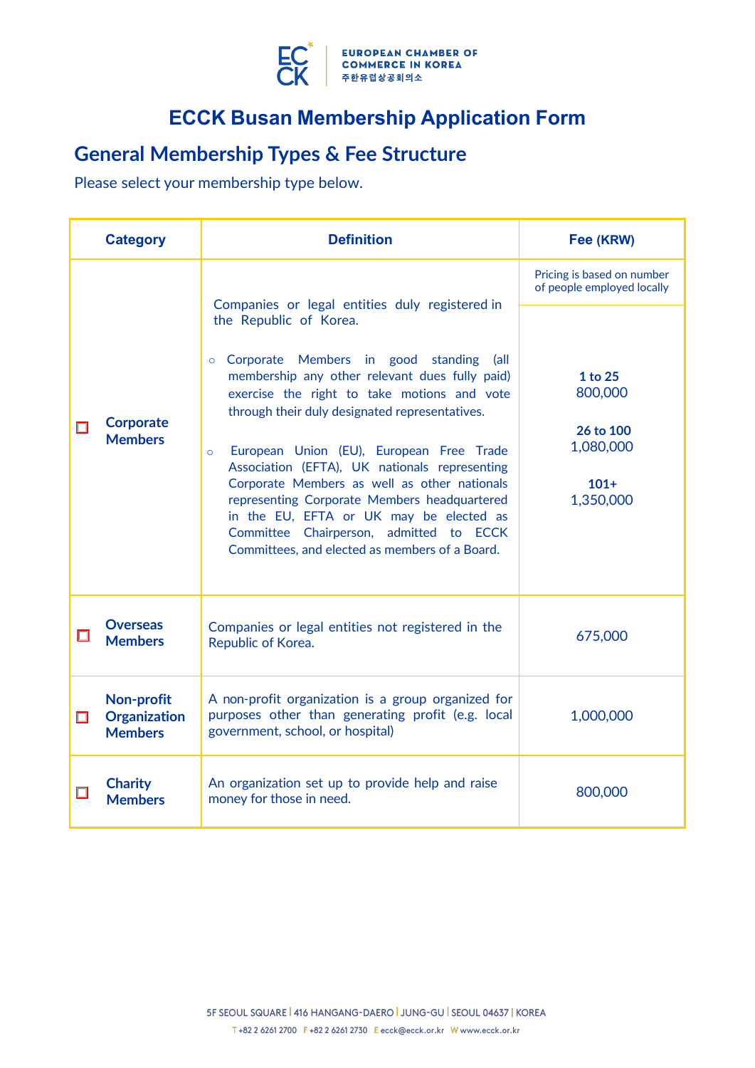# ECCK Busan Membership Application Form

## General Membership Types & Fee Structure

Please select your membership type below.

| Category | Definition | Fee (KRW) |
|---|---|---|
| ☐ **Corporate Members** | Companies or legal entities duly registered in the Republic of Korea.<br><br>○ Corporate Members in good standing (all membership any other relevant dues fully paid) exercise the right to take motions and vote through their duly designated representatives.<br><br>○ European Union (EU), European Free Trade Association (EFTA), UK nationals representing Corporate Members as well as other nationals representing Corporate Members headquartered in the EU, EFTA or UK may be elected as Committee Chairperson, admitted to ECCK Committees, and elected as members of a Board. | Pricing is based on number of people employed locally<br><br>**1 to 25**<br>800,000<br><br>**26 to 100**<br>1,080,000<br><br>**101+**<br>1,350,000 |
| ☐ **Overseas Members** | Companies or legal entities not registered in the Republic of Korea. | 675,000 |
| ☐ **Non-profit Organization Members** | A non-profit organization is a group organized for purposes other than generating profit (e.g. local government, school, or hospital) | 1,000,000 |
| ☐ **Charity Members** | An organization set up to provide help and raise money for those in need. | 800,000 |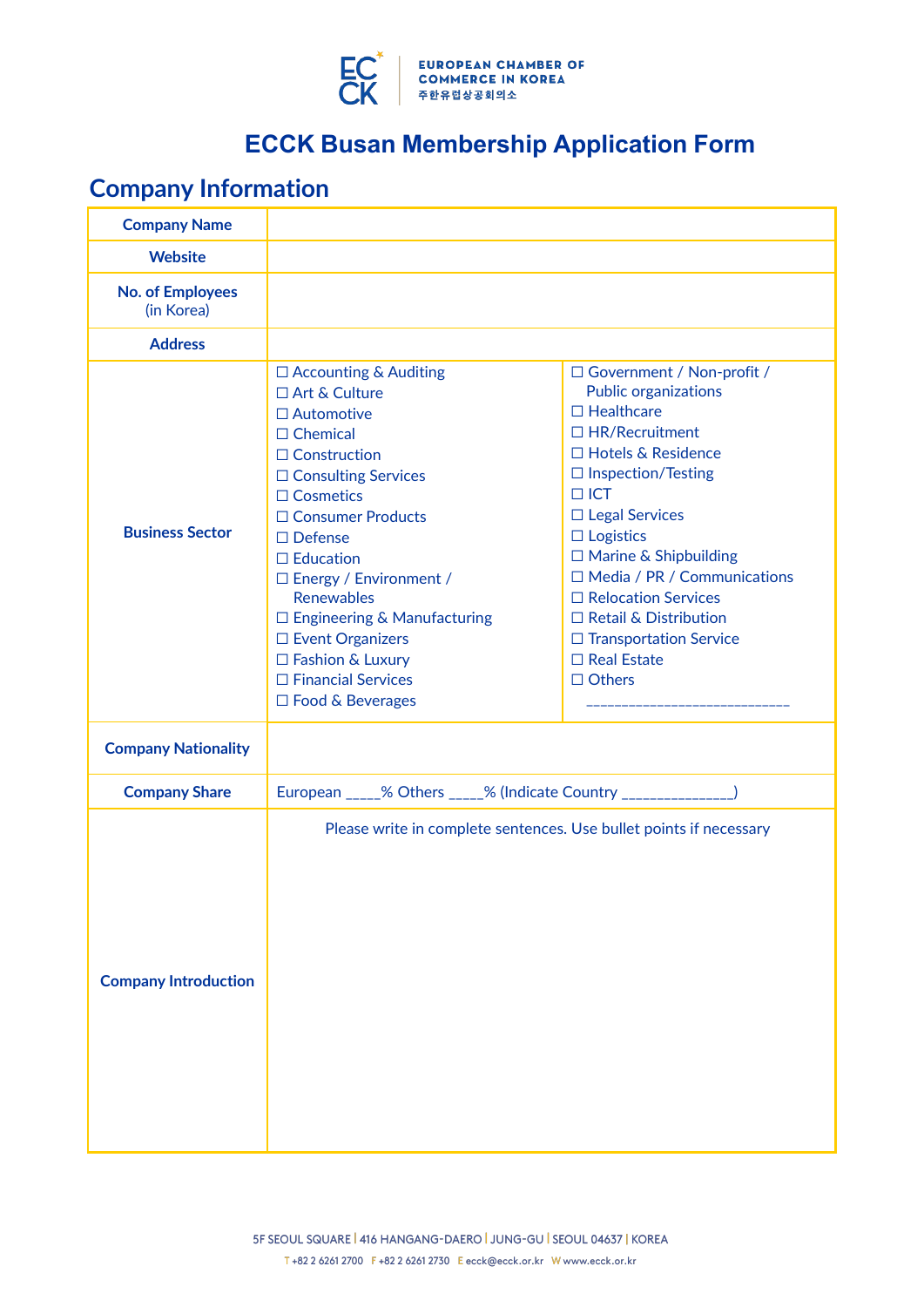EUROPEAN CHAMBER OF COMMERCE IN KOREA
주한유럽상공회의소

# ECCK Busan Membership Application Form

## Company Information

| | | |
|---|---|---|
| **Company Name** | | |
| **Website** | | |
| **No. of Employees** (in Korea) | | |
| **Address** | | |
| **Business Sector** | ☐ Accounting & Auditing<br>☐ Art & Culture<br>☐ Automotive<br>☐ Chemical<br>☐ Construction<br>☐ Consulting Services<br>☐ Cosmetics<br>☐ Consumer Products<br>☐ Defense<br>☐ Education<br>☐ Energy / Environment / Renewables<br>☐ Engineering & Manufacturing<br>☐ Event Organizers<br>☐ Fashion & Luxury<br>☐ Financial Services<br>☐ Food & Beverages | ☐ Government / Non-profit / Public organizations<br>☐ Healthcare<br>☐ HR/Recruitment<br>☐ Hotels & Residence<br>☐ Inspection/Testing<br>☐ ICT<br>☐ Legal Services<br>☐ Logistics<br>☐ Marine & Shipbuilding<br>☐ Media / PR / Communications<br>☐ Relocation Services<br>☐ Retail & Distribution<br>☐ Transportation Service<br>☐ Real Estate<br>☐ Others ____________________________ |
| **Company Nationality** | | |
| **Company Share** | European _____% Others _____% (Indicate Country _______________) | |
| **Company Introduction** | Please write in complete sentences. Use bullet points if necessary | |

5F SEOUL SQUARE | 416 HANGANG-DAERO | JUNG-GU | SEOUL 04637 | KOREA
T +82 2 6261 2700 F +82 2 6261 2730 E ecck@ecck.or.kr W www.ecck.or.kr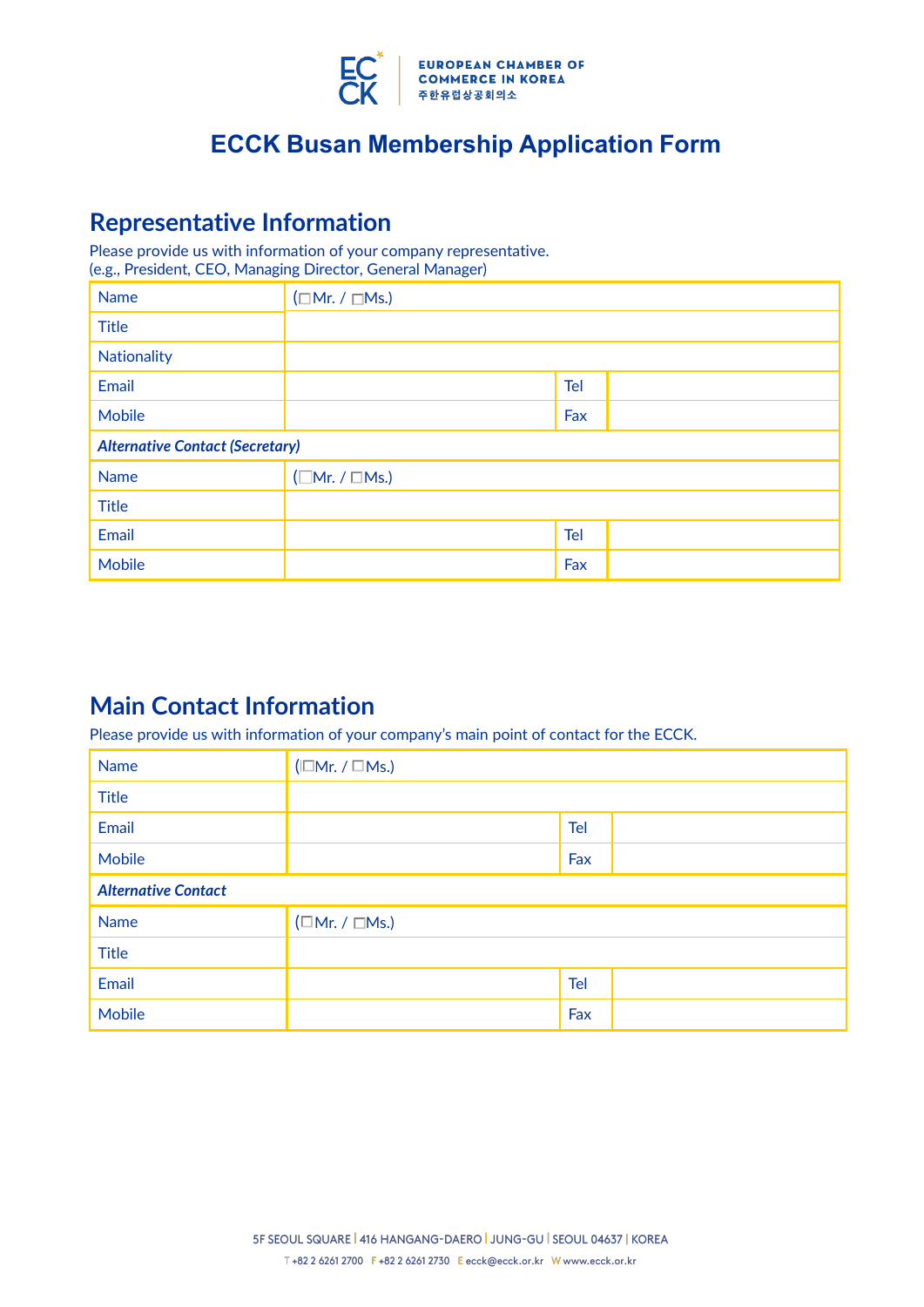EUROPEAN CHAMBER OF COMMERCE IN KOREA
주한유럽상공회의소

# ECCK Busan Membership Application Form

## Representative Information

Please provide us with information of your company representative.
(e.g., President, CEO, Managing Director, General Manager)

| Name | (☐Mr. / ☐Ms.) | | |
|---|---|---|---|
| Title | | | |
| Nationality | | | |
| Email | | Tel | |
| Mobile | | Fax | |
| ***Alternative Contact (Secretary)*** | | | |
| Name | (☐Mr. / ☐Ms.) | | |
| Title | | | |
| Email | | Tel | |
| Mobile | | Fax | |

## Main Contact Information

Please provide us with information of your company's main point of contact for the ECCK.

| Name | (☐Mr. / ☐Ms.) | | |
|---|---|---|---|
| Title | | | |
| Email | | Tel | |
| Mobile | | Fax | |
| ***Alternative Contact*** | | | |
| Name | (☐Mr. / ☐Ms.) | | |
| Title | | | |
| Email | | Tel | |
| Mobile | | Fax | |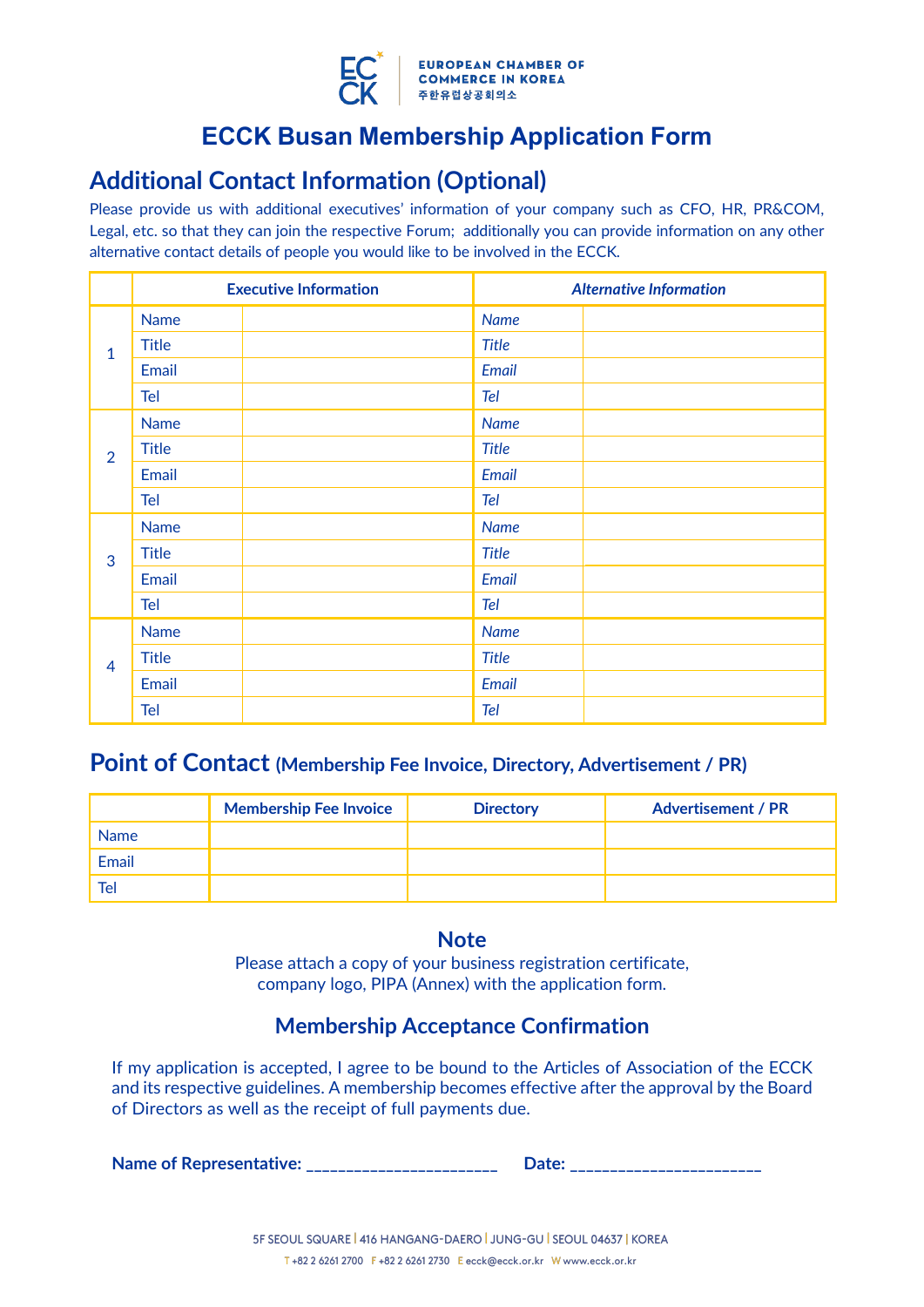# ECCK Busan Membership Application Form

## Additional Contact Information (Optional)

Please provide us with additional executives' information of your company such as CFO, HR, PR&COM, Legal, etc. so that they can join the respective Forum; additionally you can provide information on any other alternative contact details of people you would like to be involved in the ECCK.

| | Executive Information | | *Alternative Information* | |
|---|---|---|---|---|
| 1 | Name | | *Name* | |
| | Title | | *Title* | |
| | Email | | *Email* | |
| | Tel | | *Tel* | |
| 2 | Name | | *Name* | |
| | Title | | *Title* | |
| | Email | | *Email* | |
| | Tel | | *Tel* | |
| 3 | Name | | *Name* | |
| | Title | | *Title* | |
| | Email | | *Email* | |
| | Tel | | *Tel* | |
| 4 | Name | | *Name* | |
| | Title | | *Title* | |
| | Email | | *Email* | |
| | Tel | | *Tel* | |

## Point of Contact (Membership Fee Invoice, Directory, Advertisement / PR)

| | Membership Fee Invoice | Directory | Advertisement / PR |
|---|---|---|---|
| Name | | | |
| Email | | | |
| Tel | | | |

### Note

Please attach a copy of your business registration certificate, company logo, PIPA (Annex) with the application form.

### Membership Acceptance Confirmation

If my application is accepted, I agree to be bound to the Articles of Association of the ECCK and its respective guidelines. A membership becomes effective after the approval by the Board of Directors as well as the receipt of full payments due.

**Name of Representative:** ______________________ **Date:** ______________________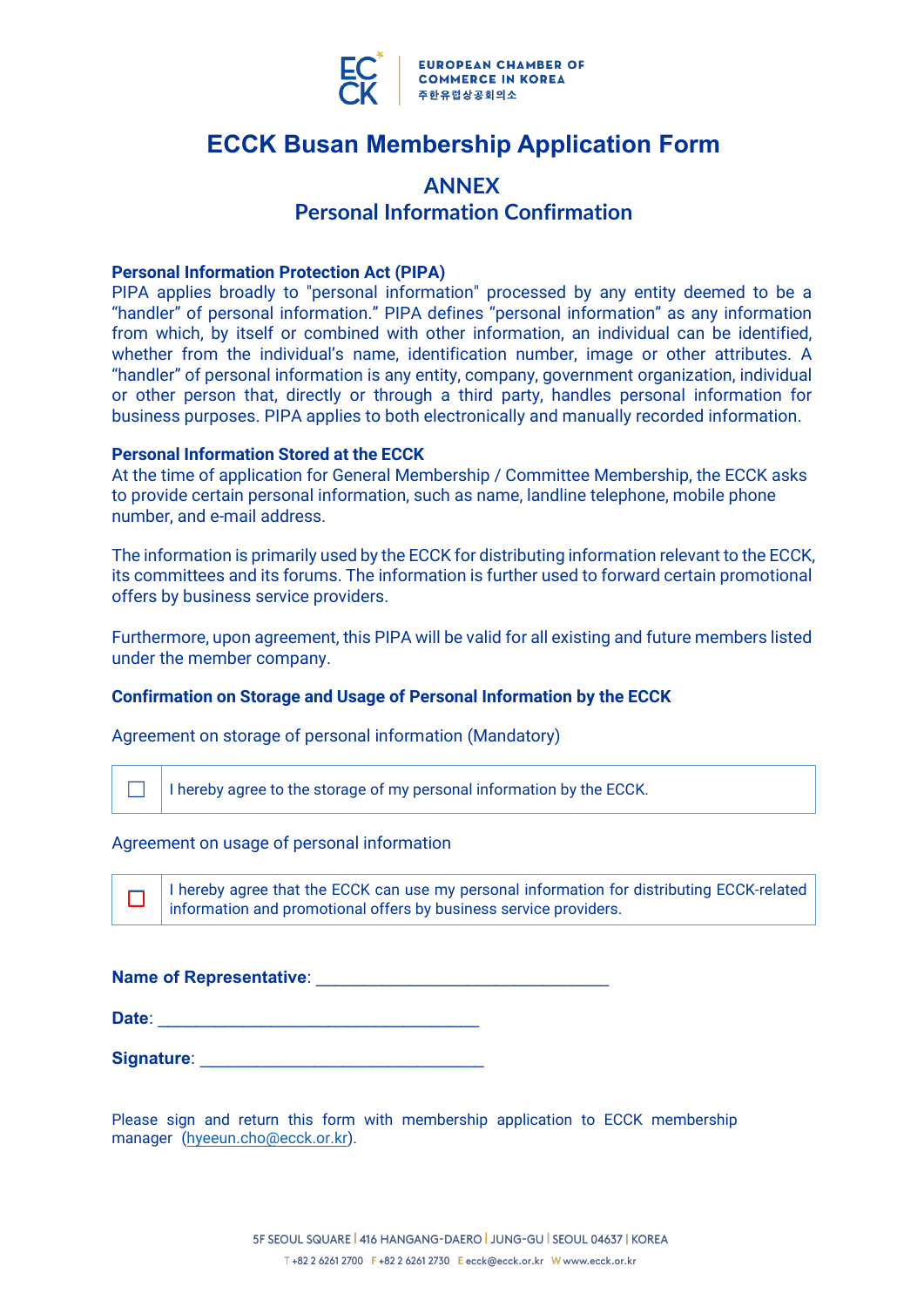EUROPEAN CHAMBER OF COMMERCE IN KOREA
주한유럽상공회의소

# ECCK Busan Membership Application Form

## ANNEX
## Personal Information Confirmation

**Personal Information Protection Act (PIPA)**
PIPA applies broadly to "personal information" processed by any entity deemed to be a "handler" of personal information." PIPA defines "personal information" as any information from which, by itself or combined with other information, an individual can be identified, whether from the individual's name, identification number, image or other attributes. A "handler" of personal information is any entity, company, government organization, individual or other person that, directly or through a third party, handles personal information for business purposes. PIPA applies to both electronically and manually recorded information.

**Personal Information Stored at the ECCK**
At the time of application for General Membership / Committee Membership, the ECCK asks to provide certain personal information, such as name, landline telephone, mobile phone number, and e-mail address.

The information is primarily used by the ECCK for distributing information relevant to the ECCK, its committees and its forums. The information is further used to forward certain promotional offers by business service providers.

Furthermore, upon agreement, this PIPA will be valid for all existing and future members listed under the member company.

**Confirmation on Storage and Usage of Personal Information by the ECCK**

Agreement on storage of personal information (Mandatory)

| | |
|---|---|
| ☐ | I hereby agree to the storage of my personal information by the ECCK. |

Agreement on usage of personal information

| | |
|---|---|
| ☐ | I hereby agree that the ECCK can use my personal information for distributing ECCK-related information and promotional offers by business service providers. |

**Name of Representative**: ______________________________

**Date**: ______________________________

**Signature**: ______________________________

Please sign and return this form with membership application to ECCK membership manager (hyeeun.cho@ecck.or.kr).

5F SEOUL SQUARE | 416 HANGANG-DAERO | JUNG-GU | SEOUL 04637 | KOREA
T +82 2 6261 2700 F +82 2 6261 2730 E ecck@ecck.or.kr W www.ecck.or.kr